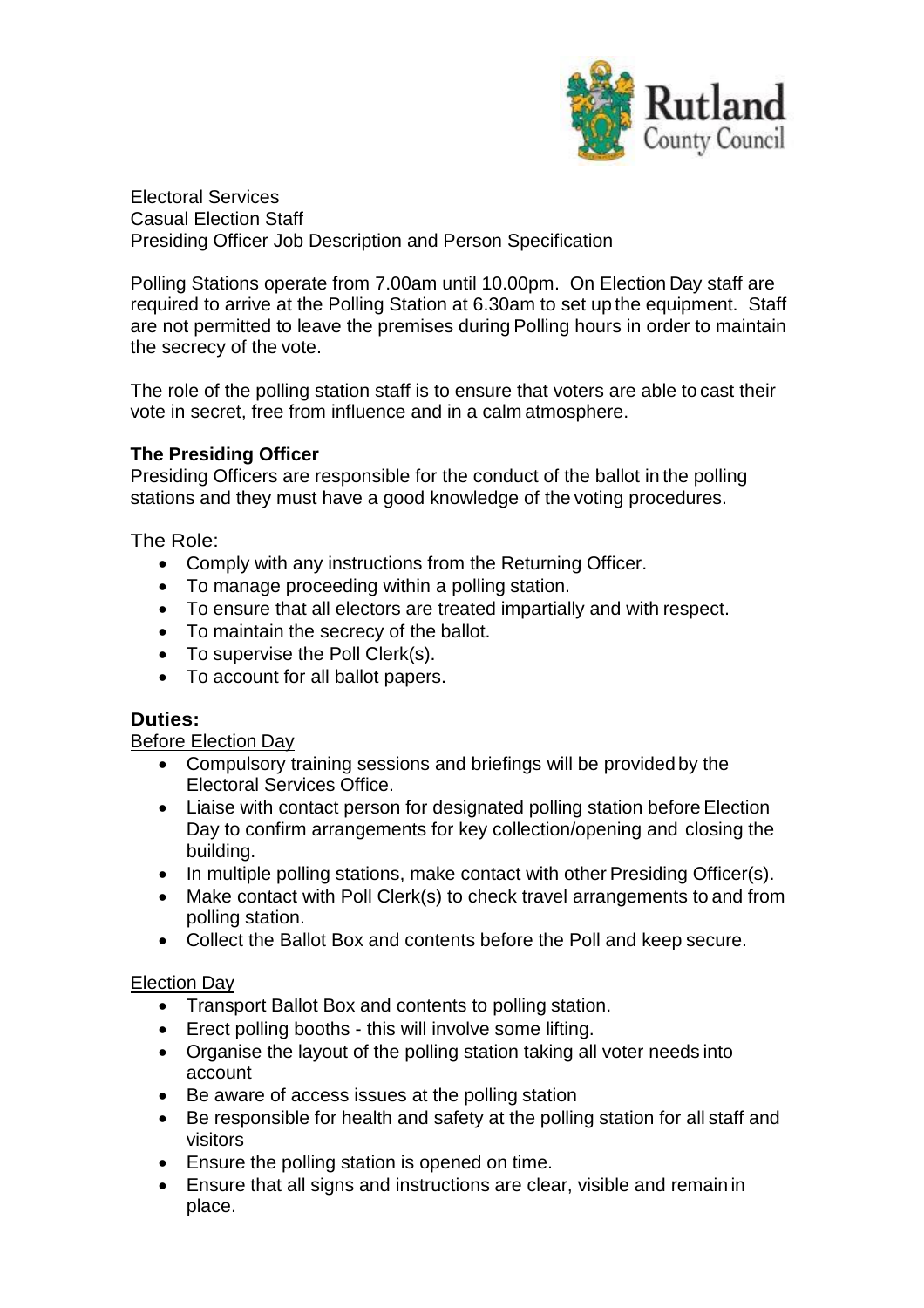Rutland County Council

Electoral Services
Casual Election Staff
Presiding Officer Job Description and Person Specification

Polling Stations operate from 7.00am until 10.00pm. On Election Day staff are required to arrive at the Polling Station at 6.30am to set up the equipment. Staff are not permitted to leave the premises during Polling hours in order to maintain the secrecy of the vote.

The role of the polling station staff is to ensure that voters are able to cast their vote in secret, free from influence and in a calm atmosphere.

**The Presiding Officer**
Presiding Officers are responsible for the conduct of the ballot in the polling stations and they must have a good knowledge of the voting procedures.

The Role:

- Comply with any instructions from the Returning Officer.
- To manage proceeding within a polling station.
- To ensure that all electors are treated impartially and with respect.
- To maintain the secrecy of the ballot.
- To supervise the Poll Clerk(s).
- To account for all ballot papers.

## Duties:

Before Election Day

- Compulsory training sessions and briefings will be provided by the Electoral Services Office.
- Liaise with contact person for designated polling station before Election Day to confirm arrangements for key collection/opening and closing the building.
- In multiple polling stations, make contact with other Presiding Officer(s).
- Make contact with Poll Clerk(s) to check travel arrangements to and from polling station.
- Collect the Ballot Box and contents before the Poll and keep secure.

Election Day

- Transport Ballot Box and contents to polling station.
- Erect polling booths - this will involve some lifting.
- Organise the layout of the polling station taking all voter needs into account
- Be aware of access issues at the polling station
- Be responsible for health and safety at the polling station for all staff and visitors
- Ensure the polling station is opened on time.
- Ensure that all signs and instructions are clear, visible and remain in place.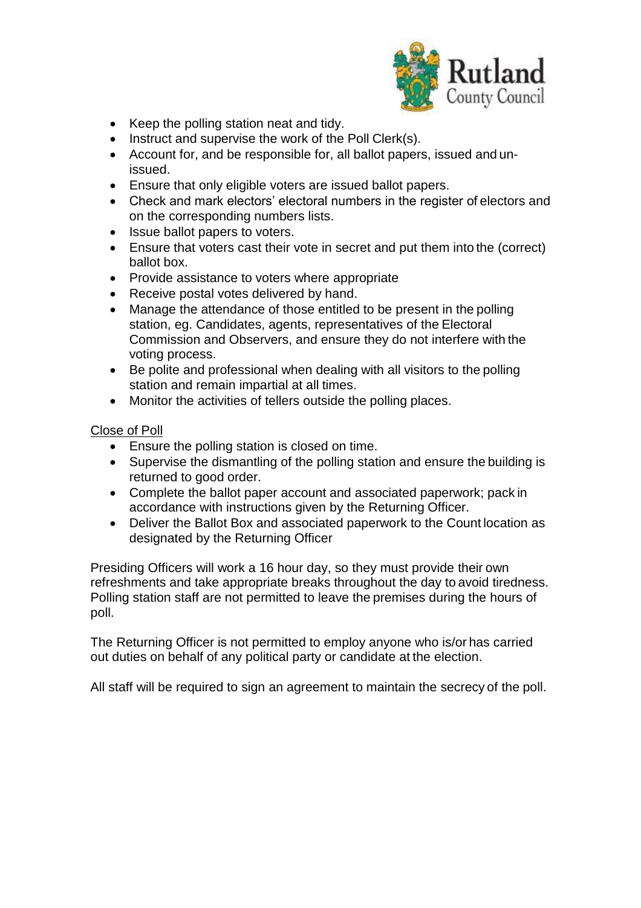- Keep the polling station neat and tidy.
- Instruct and supervise the work of the Poll Clerk(s).
- Account for, and be responsible for, all ballot papers, issued and un-issued.
- Ensure that only eligible voters are issued ballot papers.
- Check and mark electors' electoral numbers in the register of electors and on the corresponding numbers lists.
- Issue ballot papers to voters.
- Ensure that voters cast their vote in secret and put them into the (correct) ballot box.
- Provide assistance to voters where appropriate
- Receive postal votes delivered by hand.
- Manage the attendance of those entitled to be present in the polling station, eg. Candidates, agents, representatives of the Electoral Commission and Observers, and ensure they do not interfere with the voting process.
- Be polite and professional when dealing with all visitors to the polling station and remain impartial at all times.
- Monitor the activities of tellers outside the polling places.

<u>Close of Poll</u>

- Ensure the polling station is closed on time.
- Supervise the dismantling of the polling station and ensure the building is returned to good order.
- Complete the ballot paper account and associated paperwork; pack in accordance with instructions given by the Returning Officer.
- Deliver the Ballot Box and associated paperwork to the Count location as designated by the Returning Officer

Presiding Officers will work a 16 hour day, so they must provide their own refreshments and take appropriate breaks throughout the day to avoid tiredness. Polling station staff are not permitted to leave the premises during the hours of poll.

The Returning Officer is not permitted to employ anyone who is/or has carried out duties on behalf of any political party or candidate at the election.

All staff will be required to sign an agreement to maintain the secrecy of the poll.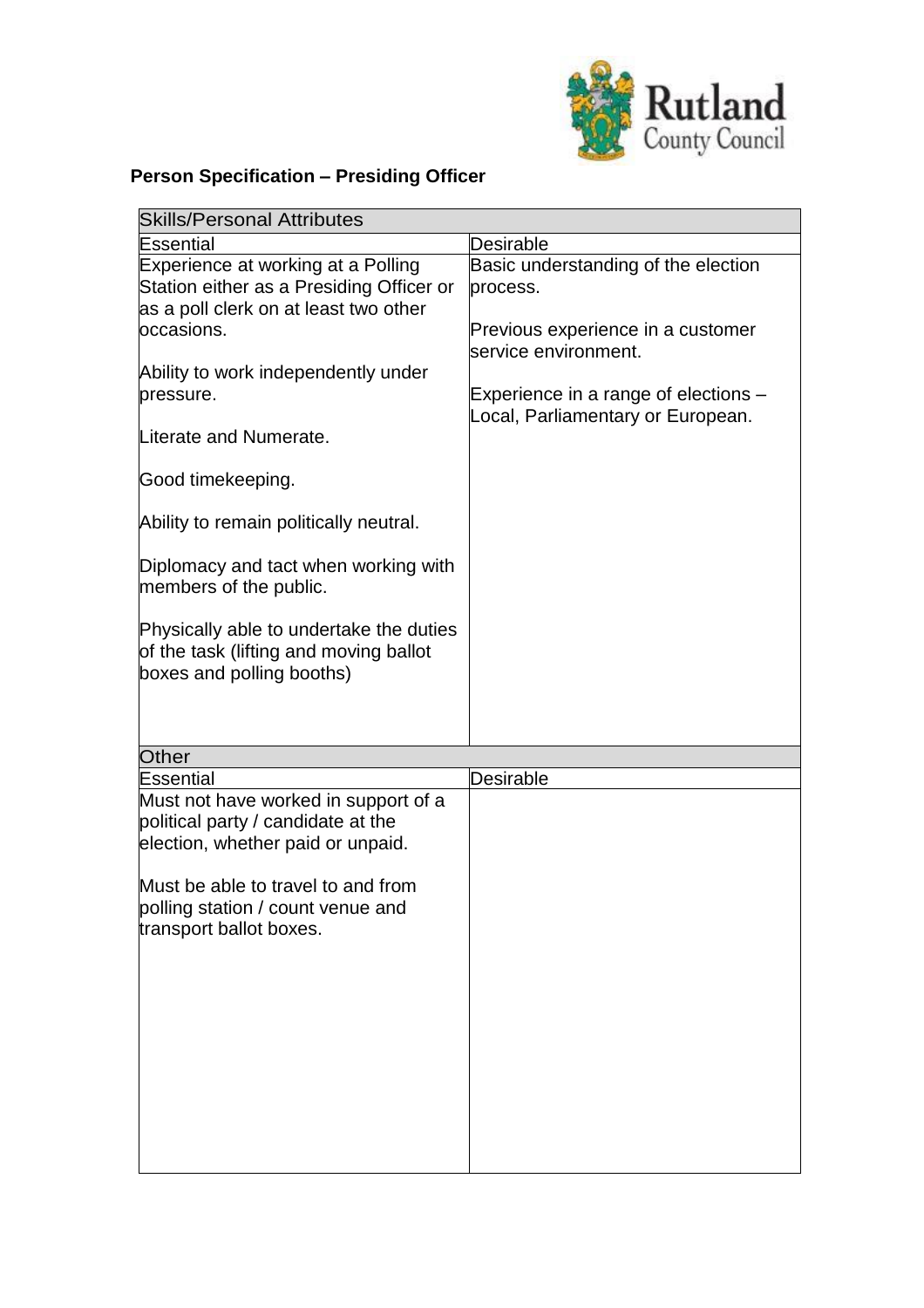**Person Specification – Presiding Officer**

| Skills/Personal Attributes | |
|---|---|
| Essential | Desirable |
| Experience at working at a Polling Station either as a Presiding Officer or as a poll clerk on at least two other occasions.<br><br>Ability to work independently under pressure.<br><br>Literate and Numerate.<br><br>Good timekeeping.<br><br>Ability to remain politically neutral.<br><br>Diplomacy and tact when working with members of the public.<br><br>Physically able to undertake the duties of the task (lifting and moving ballot boxes and polling booths) | Basic understanding of the election process.<br><br>Previous experience in a customer service environment.<br><br>Experience in a range of elections – Local, Parliamentary or European. |

| Other | |
|---|---|
| Essential | Desirable |
| Must not have worked in support of a political party / candidate at the election, whether paid or unpaid.<br><br>Must be able to travel to and from polling station / count venue and transport ballot boxes. | |